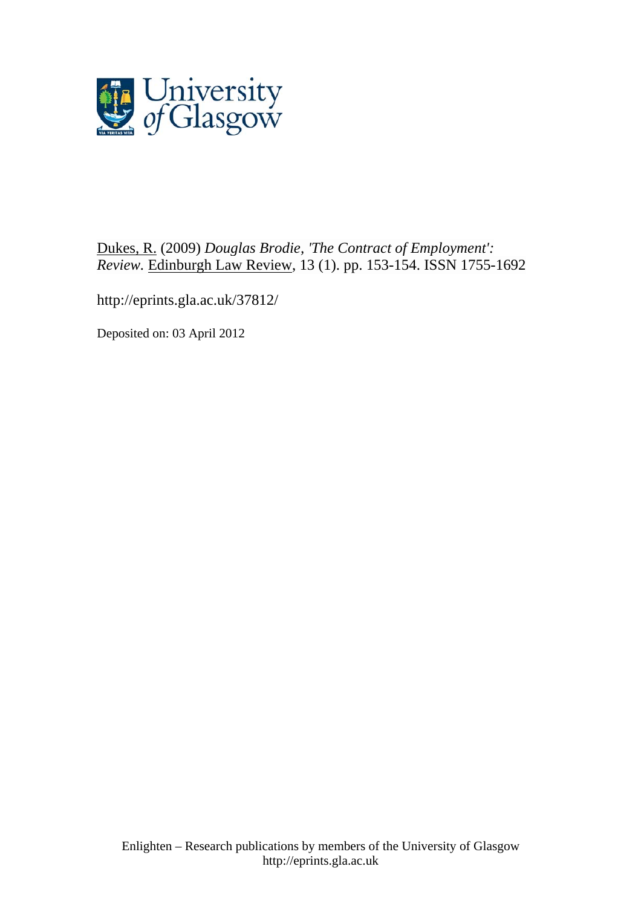University of Glasgow

Dukes, R. (2009) *Douglas Brodie, 'The Contract of Employment': Review.* Edinburgh Law Review, 13 (1). pp. 153-154. ISSN 1755-1692

http://eprints.gla.ac.uk/37812/

Deposited on: 03 April 2012

Enlighten – Research publications by members of the University of Glasgow
http://eprints.gla.ac.uk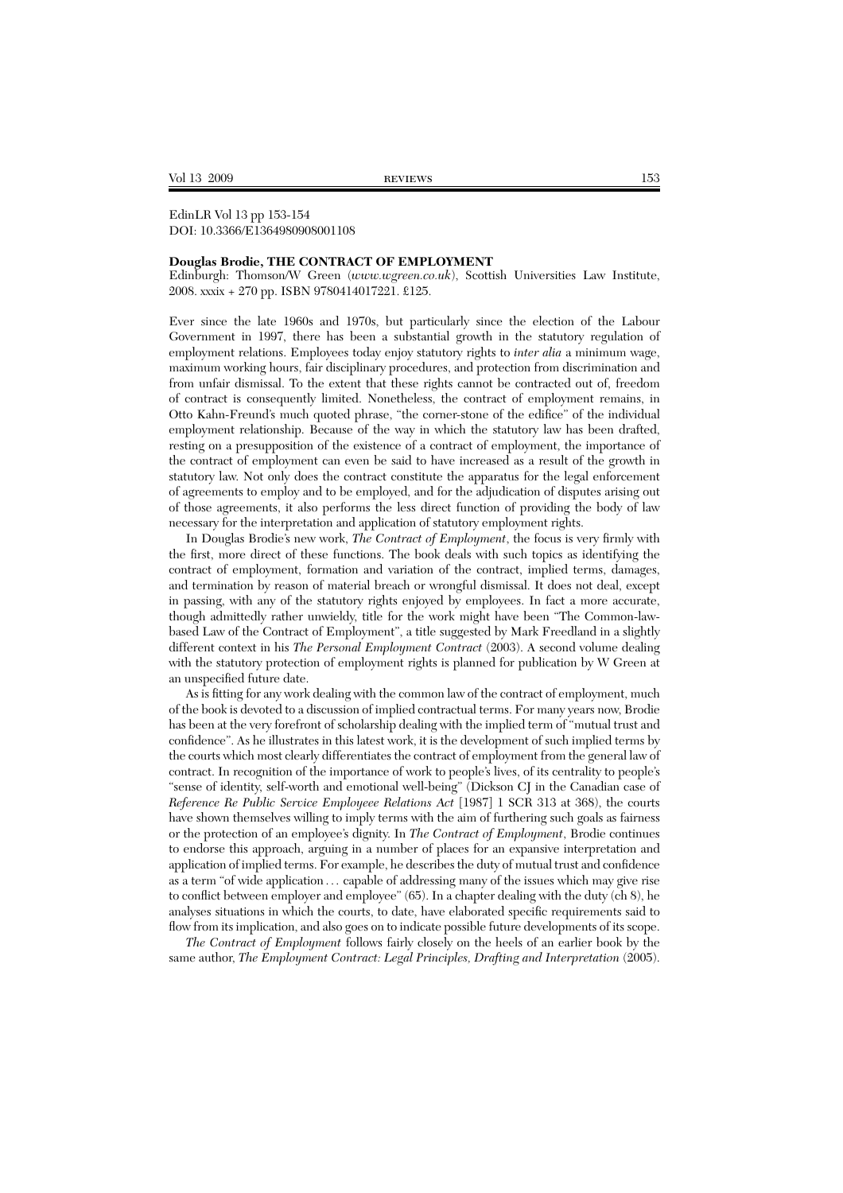EdinLR Vol 13 pp 153-154
DOI: 10.3366/E1364980908001108

**Douglas Brodie, THE CONTRACT OF EMPLOYMENT**
Edinburgh: Thomson/W Green (*www.wgreen.co.uk*), Scottish Universities Law Institute, 2008. xxxix + 270 pp. ISBN 9780414017221. £125.

Ever since the late 1960s and 1970s, but particularly since the election of the Labour Government in 1997, there has been a substantial growth in the statutory regulation of employment relations. Employees today enjoy statutory rights to *inter alia* a minimum wage, maximum working hours, fair disciplinary procedures, and protection from discrimination and from unfair dismissal. To the extent that these rights cannot be contracted out of, freedom of contract is consequently limited. Nonetheless, the contract of employment remains, in Otto Kahn-Freund's much quoted phrase, "the corner-stone of the edifice" of the individual employment relationship. Because of the way in which the statutory law has been drafted, resting on a presupposition of the existence of a contract of employment, the importance of the contract of employment can even be said to have increased as a result of the growth in statutory law. Not only does the contract constitute the apparatus for the legal enforcement of agreements to employ and to be employed, and for the adjudication of disputes arising out of those agreements, it also performs the less direct function of providing the body of law necessary for the interpretation and application of statutory employment rights.

In Douglas Brodie's new work, *The Contract of Employment*, the focus is very firmly with the first, more direct of these functions. The book deals with such topics as identifying the contract of employment, formation and variation of the contract, implied terms, damages, and termination by reason of material breach or wrongful dismissal. It does not deal, except in passing, with any of the statutory rights enjoyed by employees. In fact a more accurate, though admittedly rather unwieldy, title for the work might have been "The Common-law-based Law of the Contract of Employment", a title suggested by Mark Freedland in a slightly different context in his *The Personal Employment Contract* (2003). A second volume dealing with the statutory protection of employment rights is planned for publication by W Green at an unspecified future date.

As is fitting for any work dealing with the common law of the contract of employment, much of the book is devoted to a discussion of implied contractual terms. For many years now, Brodie has been at the very forefront of scholarship dealing with the implied term of "mutual trust and confidence". As he illustrates in this latest work, it is the development of such implied terms by the courts which most clearly differentiates the contract of employment from the general law of contract. In recognition of the importance of work to people's lives, of its centrality to people's "sense of identity, self-worth and emotional well-being" (Dickson CJ in the Canadian case of *Reference Re Public Service Employee Relations Act* [1987] 1 SCR 313 at 368), the courts have shown themselves willing to imply terms with the aim of furthering such goals as fairness or the protection of an employee's dignity. In *The Contract of Employment*, Brodie continues to endorse this approach, arguing in a number of places for an expansive interpretation and application of implied terms. For example, he describes the duty of mutual trust and confidence as a term "of wide application … capable of addressing many of the issues which may give rise to conflict between employer and employee" (65). In a chapter dealing with the duty (ch 8), he analyses situations in which the courts, to date, have elaborated specific requirements said to flow from its implication, and also goes on to indicate possible future developments of its scope.

*The Contract of Employment* follows fairly closely on the heels of an earlier book by the same author, *The Employment Contract: Legal Principles, Drafting and Interpretation* (2005).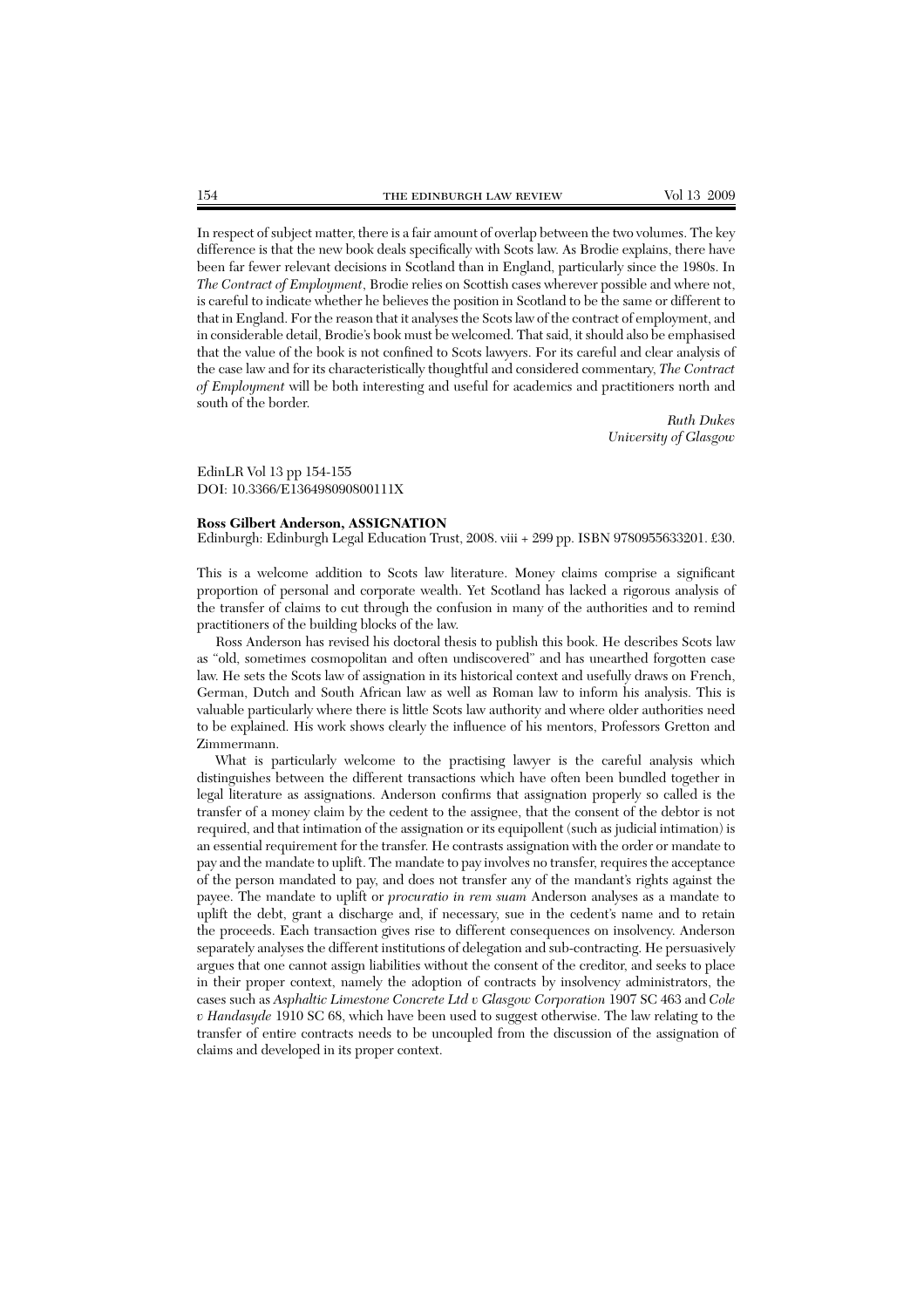In respect of subject matter, there is a fair amount of overlap between the two volumes. The key difference is that the new book deals specifically with Scots law. As Brodie explains, there have been far fewer relevant decisions in Scotland than in England, particularly since the 1980s. In *The Contract of Employment*, Brodie relies on Scottish cases wherever possible and where not, is careful to indicate whether he believes the position in Scotland to be the same or different to that in England. For the reason that it analyses the Scots law of the contract of employment, and in considerable detail, Brodie's book must be welcomed. That said, it should also be emphasised that the value of the book is not confined to Scots lawyers. For its careful and clear analysis of the case law and for its characteristically thoughtful and considered commentary, *The Contract of Employment* will be both interesting and useful for academics and practitioners north and south of the border.

*Ruth Dukes*
*University of Glasgow*

EdinLR Vol 13 pp 154-155
DOI: 10.3366/E136498090800111X

**Ross Gilbert Anderson, ASSIGNATION**
Edinburgh: Edinburgh Legal Education Trust, 2008. viii + 299 pp. ISBN 9780955633201. £30.

This is a welcome addition to Scots law literature. Money claims comprise a significant proportion of personal and corporate wealth. Yet Scotland has lacked a rigorous analysis of the transfer of claims to cut through the confusion in many of the authorities and to remind practitioners of the building blocks of the law.

Ross Anderson has revised his doctoral thesis to publish this book. He describes Scots law as "old, sometimes cosmopolitan and often undiscovered" and has unearthed forgotten case law. He sets the Scots law of assignation in its historical context and usefully draws on French, German, Dutch and South African law as well as Roman law to inform his analysis. This is valuable particularly where there is little Scots law authority and where older authorities need to be explained. His work shows clearly the influence of his mentors, Professors Gretton and Zimmermann.

What is particularly welcome to the practising lawyer is the careful analysis which distinguishes between the different transactions which have often been bundled together in legal literature as assignations. Anderson confirms that assignation properly so called is the transfer of a money claim by the cedent to the assignee, that the consent of the debtor is not required, and that intimation of the assignation or its equipollent (such as judicial intimation) is an essential requirement for the transfer. He contrasts assignation with the order or mandate to pay and the mandate to uplift. The mandate to pay involves no transfer, requires the acceptance of the person mandated to pay, and does not transfer any of the mandant's rights against the payee. The mandate to uplift or *procuratio in rem suam* Anderson analyses as a mandate to uplift the debt, grant a discharge and, if necessary, sue in the cedent's name and to retain the proceeds. Each transaction gives rise to different consequences on insolvency. Anderson separately analyses the different institutions of delegation and sub-contracting. He persuasively argues that one cannot assign liabilities without the consent of the creditor, and seeks to place in their proper context, namely the adoption of contracts by insolvency administrators, the cases such as *Asphaltic Limestone Concrete Ltd v Glasgow Corporation* 1907 SC 463 and *Cole v Handasyde* 1910 SC 68, which have been used to suggest otherwise. The law relating to the transfer of entire contracts needs to be uncoupled from the discussion of the assignation of claims and developed in its proper context.